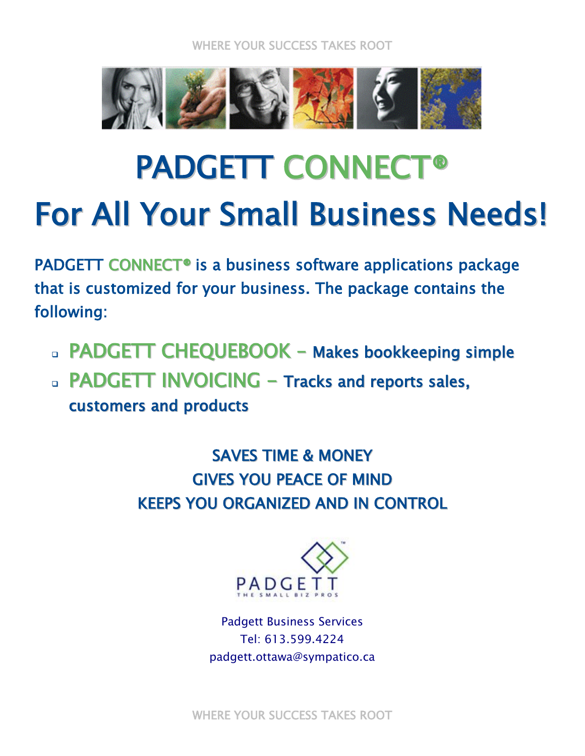# PADGETT CONNECT®

# For All Your Small Business Needs!

PADGETT CONNECT® is a business software applications package that is customized for your business. The package contains the following:

- PADGETT CHEQUEBOOK – Makes bookkeeping simple
- PADGETT INVOICING – Tracks and reports sales, customers and products

SAVES TIME & MONEY
GIVES YOU PEACE OF MIND
KEEPS YOU ORGANIZED AND IN CONTROL

PADGETT
THE SMALL BIZ PROS

Padgett Business Services
Tel: 613.599.4224
padgett.ottawa@sympatico.ca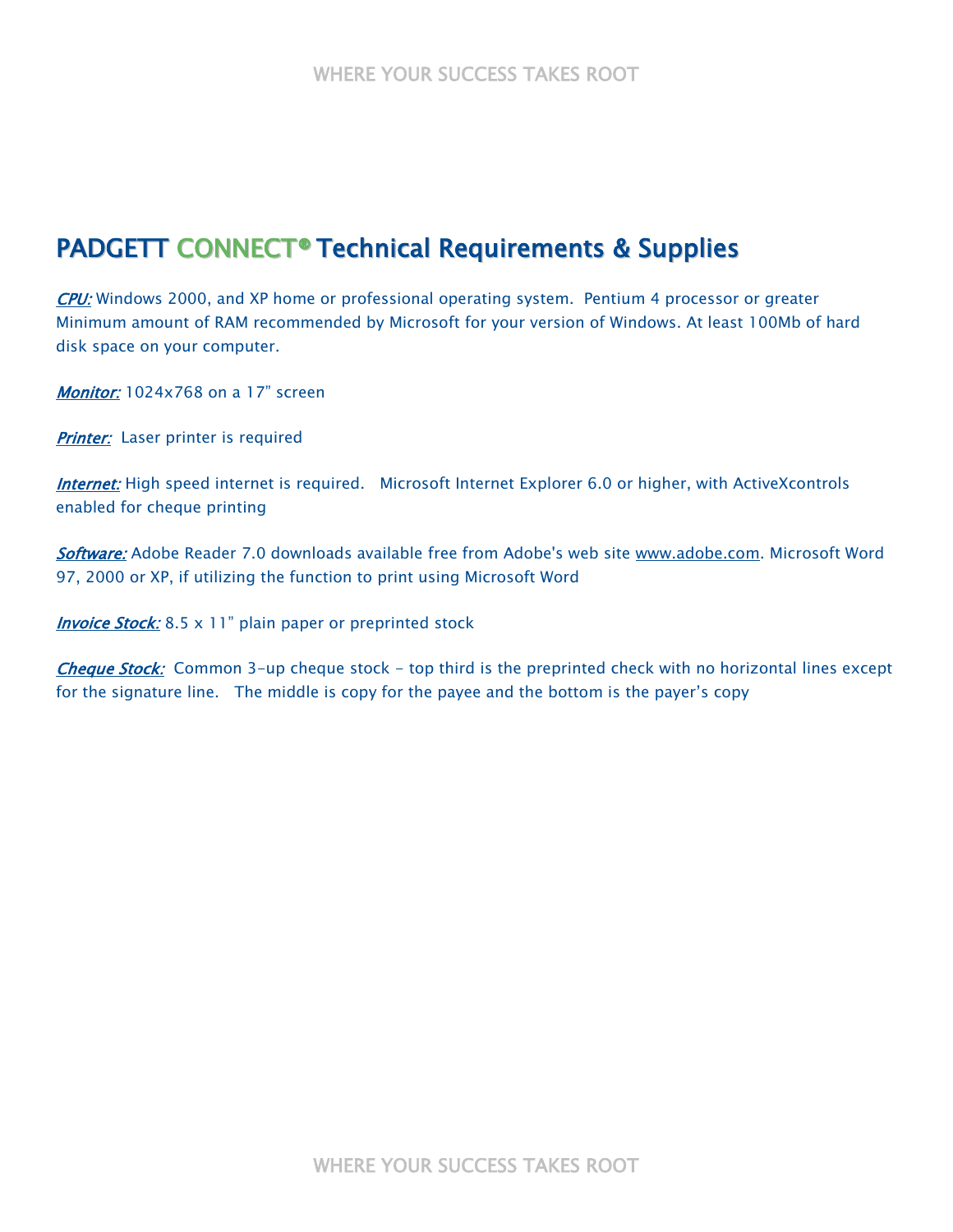# PADGETT CONNECT® Technical Requirements & Supplies

***CPU:*** Windows 2000, and XP home or professional operating system. Pentium 4 processor or greater Minimum amount of RAM recommended by Microsoft for your version of Windows. At least 100Mb of hard disk space on your computer.

***Monitor:*** 1024x768 on a 17" screen

***Printer:*** Laser printer is required

***Internet:*** High speed internet is required. Microsoft Internet Explorer 6.0 or higher, with ActiveXcontrols enabled for cheque printing

***Software:*** Adobe Reader 7.0 downloads available free from Adobe's web site www.adobe.com. Microsoft Word 97, 2000 or XP, if utilizing the function to print using Microsoft Word

***Invoice Stock:*** 8.5 x 11" plain paper or preprinted stock

***Cheque Stock:*** Common 3-up cheque stock – top third is the preprinted check with no horizontal lines except for the signature line. The middle is copy for the payee and the bottom is the payer's copy